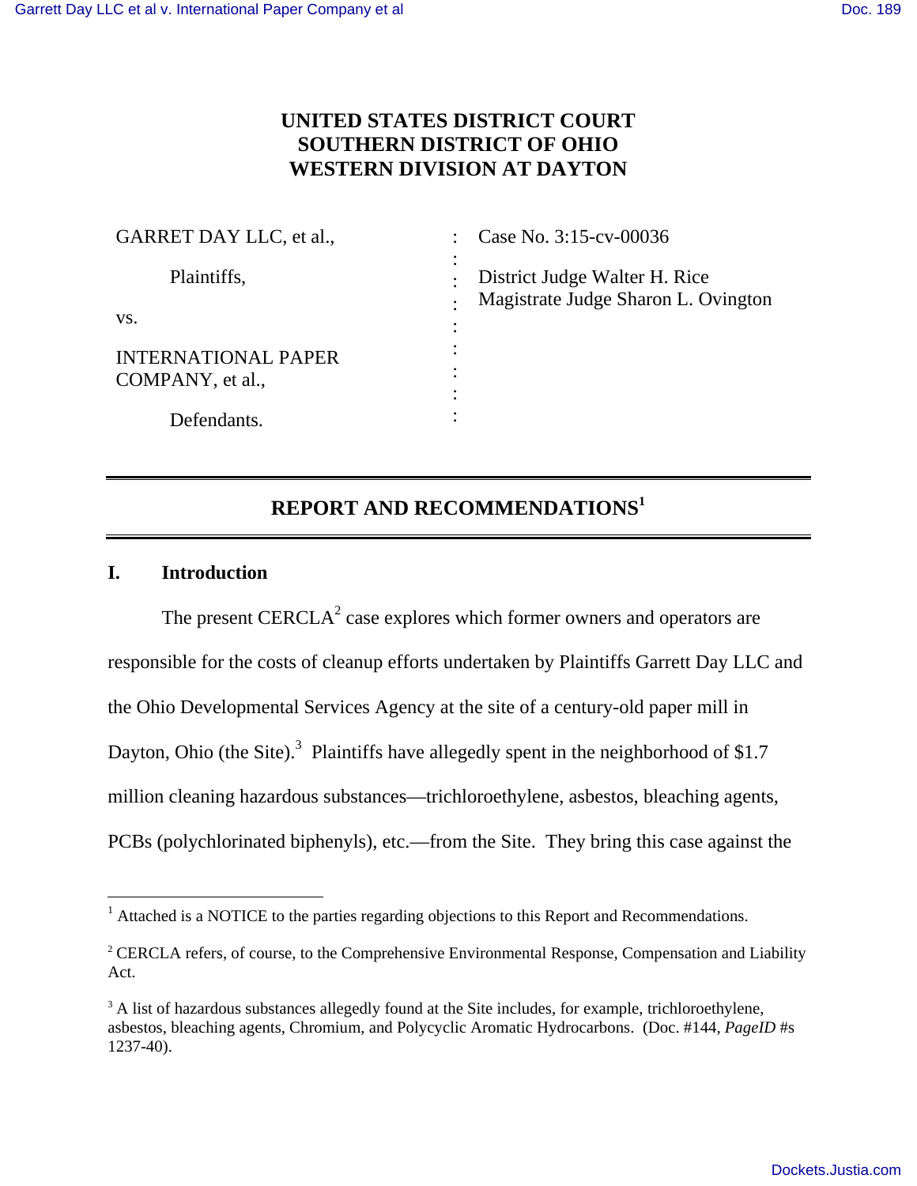# UNITED STATES DISTRICT COURT
# SOUTHERN DISTRICT OF OHIO
# WESTERN DIVISION AT DAYTON

| | | |
|---|---|---|
| GARRET DAY LLC, et al., | : | Case No. 3:15-cv-00036 |
| Plaintiffs, | : | District Judge Walter H. Rice |
| vs. | : | Magistrate Judge Sharon L. Ovington |
| INTERNATIONAL PAPER COMPANY, et al., | : | |
| Defendants. | : | |

## REPORT AND RECOMMENDATIONS[1]

### I. Introduction

The present CERCLA[2] case explores which former owners and operators are responsible for the costs of cleanup efforts undertaken by Plaintiffs Garrett Day LLC and the Ohio Developmental Services Agency at the site of a century-old paper mill in Dayton, Ohio (the Site).[3] Plaintiffs have allegedly spent in the neighborhood of $1.7 million cleaning hazardous substances—trichloroethylene, asbestos, bleaching agents, PCBs (polychlorinated biphenyls), etc.—from the Site. They bring this case against the

---

[1] Attached is a NOTICE to the parties regarding objections to this Report and Recommendations.

[2] CERCLA refers, of course, to the Comprehensive Environmental Response, Compensation and Liability Act.

[3] A list of hazardous substances allegedly found at the Site includes, for example, trichloroethylene, asbestos, bleaching agents, Chromium, and Polycyclic Aromatic Hydrocarbons. (Doc. #144, *PageID* #s 1237-40).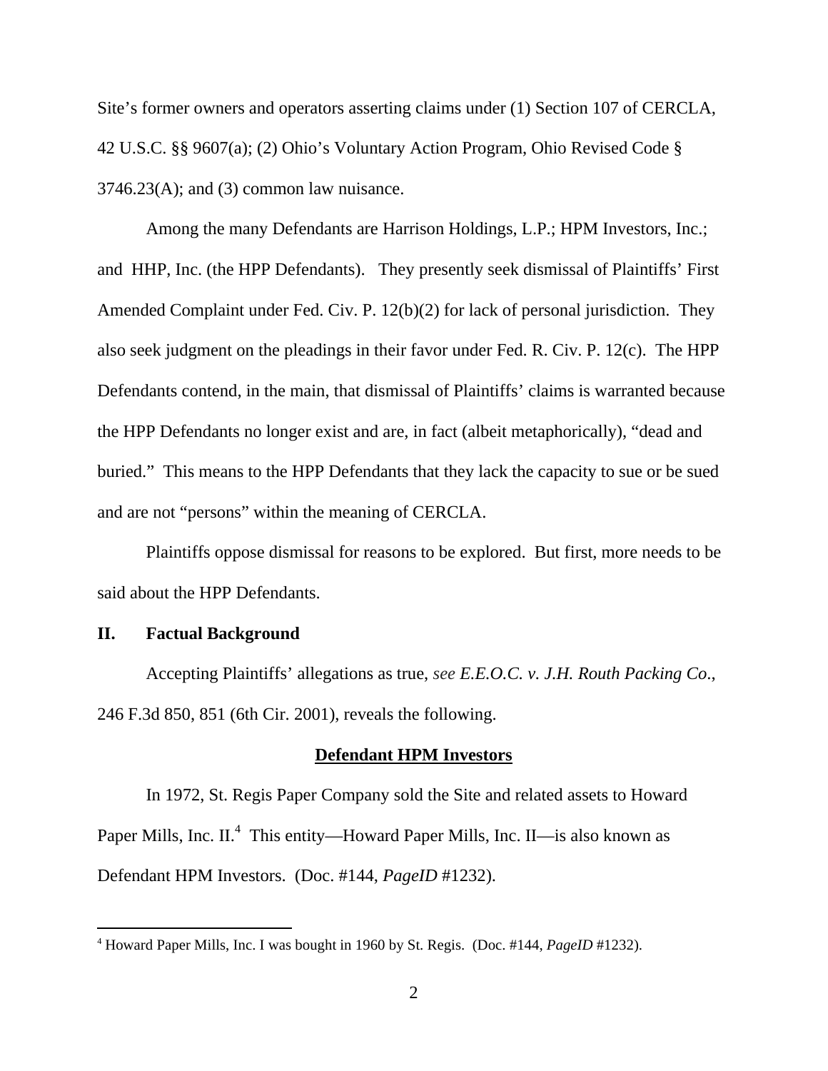Site's former owners and operators asserting claims under (1) Section 107 of CERCLA, 42 U.S.C. §§ 9607(a); (2) Ohio's Voluntary Action Program, Ohio Revised Code § 3746.23(A); and (3) common law nuisance.

Among the many Defendants are Harrison Holdings, L.P.; HPM Investors, Inc.; and HHP, Inc. (the HPP Defendants). They presently seek dismissal of Plaintiffs' First Amended Complaint under Fed. Civ. P. 12(b)(2) for lack of personal jurisdiction. They also seek judgment on the pleadings in their favor under Fed. R. Civ. P. 12(c). The HPP Defendants contend, in the main, that dismissal of Plaintiffs' claims is warranted because the HPP Defendants no longer exist and are, in fact (albeit metaphorically), "dead and buried." This means to the HPP Defendants that they lack the capacity to sue or be sued and are not "persons" within the meaning of CERCLA.

Plaintiffs oppose dismissal for reasons to be explored. But first, more needs to be said about the HPP Defendants.

## II. Factual Background

Accepting Plaintiffs' allegations as true, *see E.E.O.C. v. J.H. Routh Packing Co*., 246 F.3d 850, 851 (6th Cir. 2001), reveals the following.

**Defendant HPM Investors**

In 1972, St. Regis Paper Company sold the Site and related assets to Howard Paper Mills, Inc. II.[4] This entity—Howard Paper Mills, Inc. II—is also known as Defendant HPM Investors. (Doc. #144, *PageID* #1232).

[4] Howard Paper Mills, Inc. I was bought in 1960 by St. Regis. (Doc. #144, *PageID* #1232).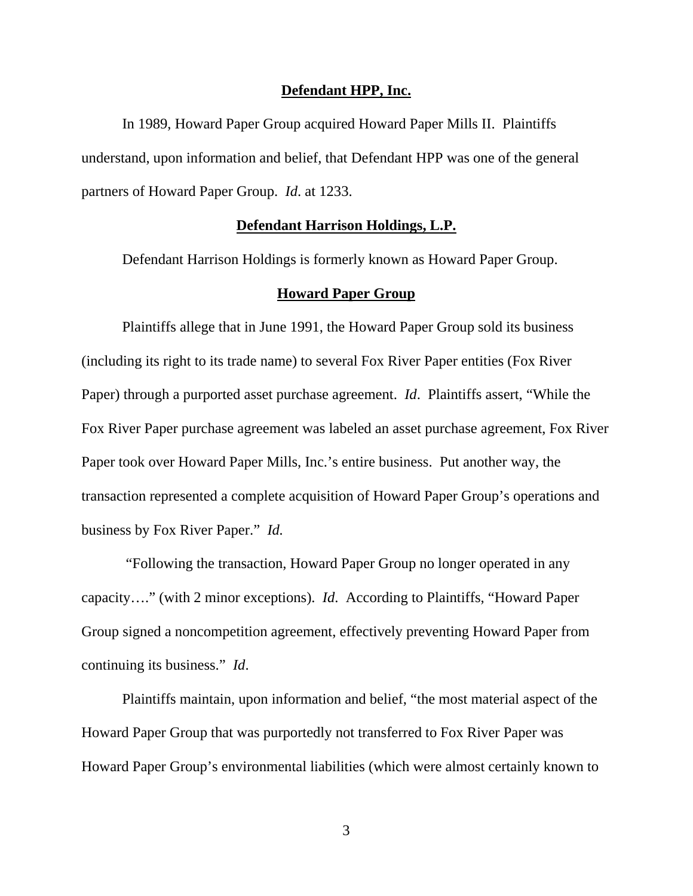## Defendant HPP, Inc.

In 1989, Howard Paper Group acquired Howard Paper Mills II. Plaintiffs understand, upon information and belief, that Defendant HPP was one of the general partners of Howard Paper Group. *Id*. at 1233.

## Defendant Harrison Holdings, L.P.

Defendant Harrison Holdings is formerly known as Howard Paper Group.

## Howard Paper Group

Plaintiffs allege that in June 1991, the Howard Paper Group sold its business (including its right to its trade name) to several Fox River Paper entities (Fox River Paper) through a purported asset purchase agreement. *Id*. Plaintiffs assert, "While the Fox River Paper purchase agreement was labeled an asset purchase agreement, Fox River Paper took over Howard Paper Mills, Inc.'s entire business. Put another way, the transaction represented a complete acquisition of Howard Paper Group's operations and business by Fox River Paper." *Id.*

"Following the transaction, Howard Paper Group no longer operated in any capacity…." (with 2 minor exceptions). *Id.* According to Plaintiffs, "Howard Paper Group signed a noncompetition agreement, effectively preventing Howard Paper from continuing its business." *Id*.

Plaintiffs maintain, upon information and belief, "the most material aspect of the Howard Paper Group that was purportedly not transferred to Fox River Paper was Howard Paper Group's environmental liabilities (which were almost certainly known to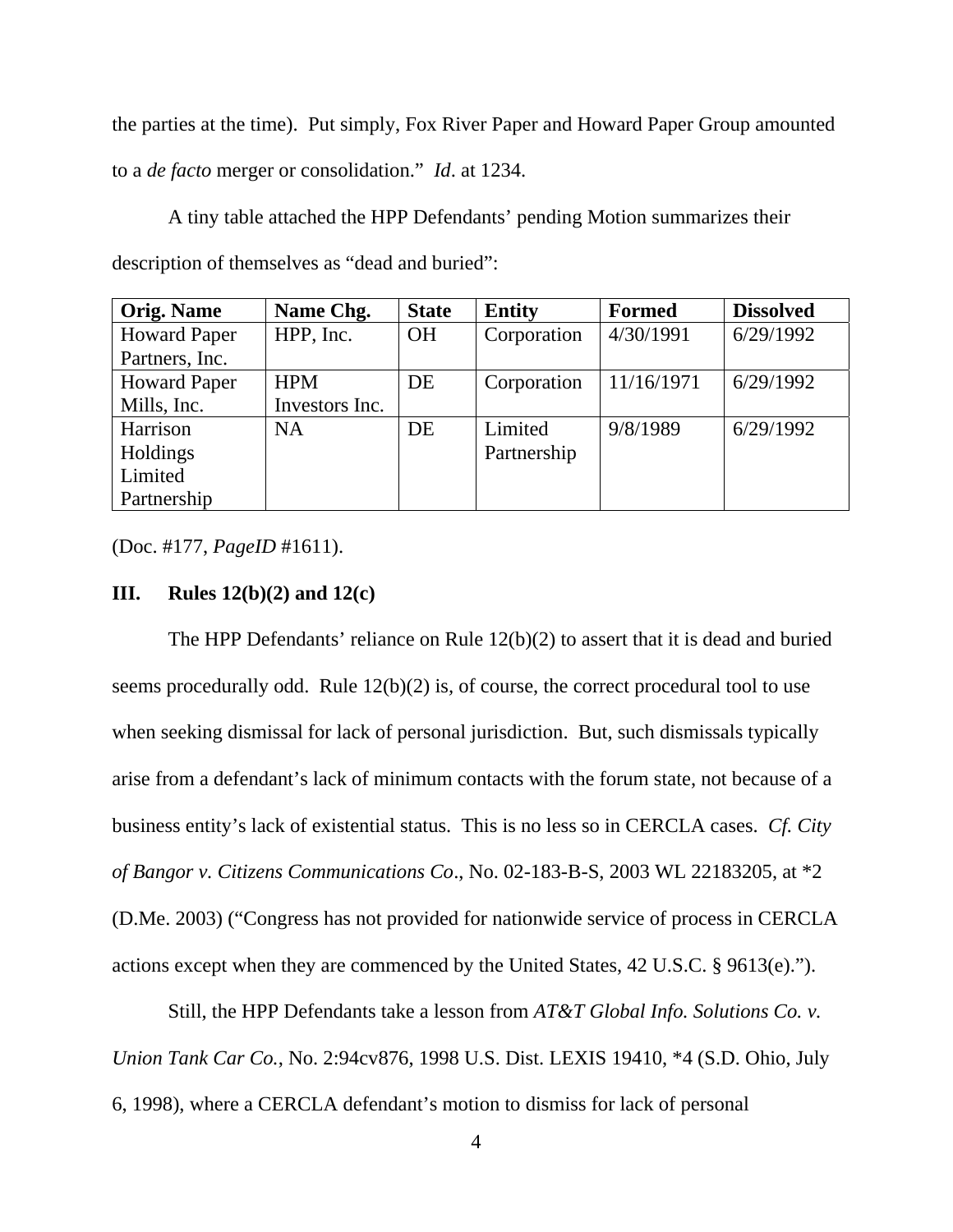the parties at the time). Put simply, Fox River Paper and Howard Paper Group amounted to a *de facto* merger or consolidation." *Id*. at 1234.

A tiny table attached the HPP Defendants' pending Motion summarizes their description of themselves as "dead and buried":

| Orig. Name | Name Chg. | State | Entity | Formed | Dissolved |
|---|---|---|---|---|---|
| Howard Paper Partners, Inc. | HPP, Inc. | OH | Corporation | 4/30/1991 | 6/29/1992 |
| Howard Paper Mills, Inc. | HPM Investors Inc. | DE | Corporation | 11/16/1971 | 6/29/1992 |
| Harrison Holdings Limited Partnership | NA | DE | Limited Partnership | 9/8/1989 | 6/29/1992 |

(Doc. #177, *PageID* #1611).

## III. Rules 12(b)(2) and 12(c)

The HPP Defendants' reliance on Rule 12(b)(2) to assert that it is dead and buried seems procedurally odd. Rule 12(b)(2) is, of course, the correct procedural tool to use when seeking dismissal for lack of personal jurisdiction. But, such dismissals typically arise from a defendant's lack of minimum contacts with the forum state, not because of a business entity's lack of existential status. This is no less so in CERCLA cases. *Cf. City of Bangor v. Citizens Communications Co*., No. 02-183-B-S, 2003 WL 22183205, at *2 (D.Me. 2003) ("Congress has not provided for nationwide service of process in CERCLA actions except when they are commenced by the United States, 42 U.S.C. § 9613(e).").

Still, the HPP Defendants take a lesson from *AT&T Global Info. Solutions Co. v. Union Tank Car Co.*, No. 2:94cv876, 1998 U.S. Dist. LEXIS 19410, *4 (S.D. Ohio, July 6, 1998), where a CERCLA defendant's motion to dismiss for lack of personal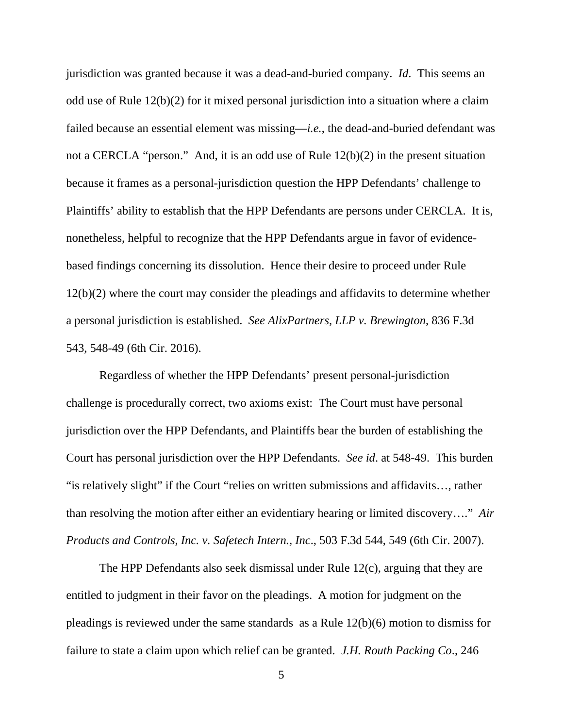jurisdiction was granted because it was a dead-and-buried company. *Id*. This seems an odd use of Rule 12(b)(2) for it mixed personal jurisdiction into a situation where a claim failed because an essential element was missing—*i.e.*, the dead-and-buried defendant was not a CERCLA "person." And, it is an odd use of Rule 12(b)(2) in the present situation because it frames as a personal-jurisdiction question the HPP Defendants' challenge to Plaintiffs' ability to establish that the HPP Defendants are persons under CERCLA. It is, nonetheless, helpful to recognize that the HPP Defendants argue in favor of evidence-based findings concerning its dissolution. Hence their desire to proceed under Rule 12(b)(2) where the court may consider the pleadings and affidavits to determine whether a personal jurisdiction is established. *See AlixPartners, LLP v. Brewington*, 836 F.3d 543, 548-49 (6th Cir. 2016).

Regardless of whether the HPP Defendants' present personal-jurisdiction challenge is procedurally correct, two axioms exist: The Court must have personal jurisdiction over the HPP Defendants, and Plaintiffs bear the burden of establishing the Court has personal jurisdiction over the HPP Defendants. *See id*. at 548-49. This burden "is relatively slight" if the Court "relies on written submissions and affidavits…, rather than resolving the motion after either an evidentiary hearing or limited discovery…." *Air Products and Controls, Inc. v. Safetech Intern., Inc*., 503 F.3d 544, 549 (6th Cir. 2007).

The HPP Defendants also seek dismissal under Rule 12(c), arguing that they are entitled to judgment in their favor on the pleadings. A motion for judgment on the pleadings is reviewed under the same standards as a Rule 12(b)(6) motion to dismiss for failure to state a claim upon which relief can be granted. *J.H. Routh Packing Co*., 246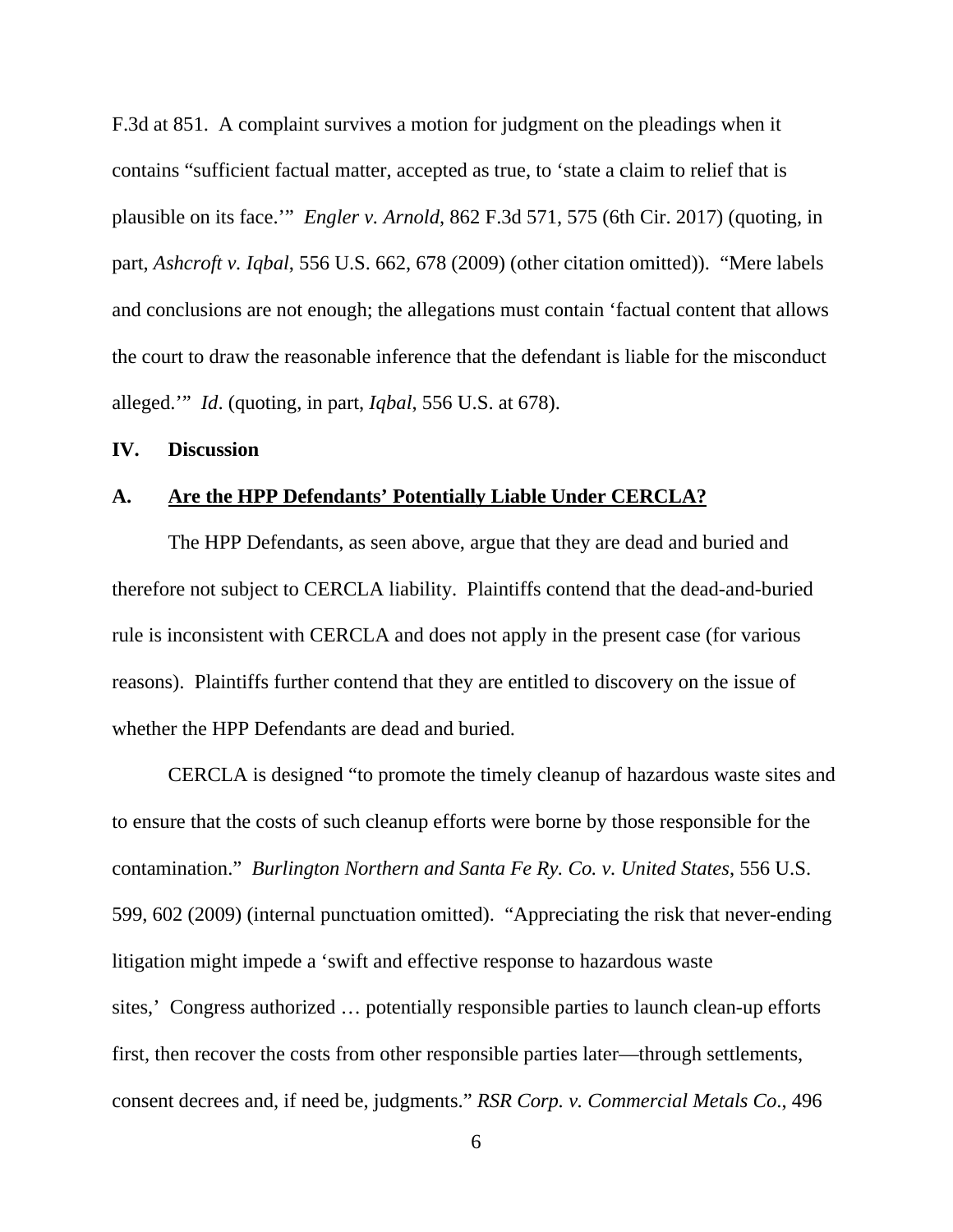F.3d at 851. A complaint survives a motion for judgment on the pleadings when it contains "sufficient factual matter, accepted as true, to 'state a claim to relief that is plausible on its face.'" *Engler v. Arnold*, 862 F.3d 571, 575 (6th Cir. 2017) (quoting, in part, *Ashcroft v. Iqbal*, 556 U.S. 662, 678 (2009) (other citation omitted)). "Mere labels and conclusions are not enough; the allegations must contain 'factual content that allows the court to draw the reasonable inference that the defendant is liable for the misconduct alleged.'" *Id*. (quoting, in part, *Iqbal*, 556 U.S. at 678).

## IV. Discussion

### A. Are the HPP Defendants' Potentially Liable Under CERCLA?

The HPP Defendants, as seen above, argue that they are dead and buried and therefore not subject to CERCLA liability. Plaintiffs contend that the dead-and-buried rule is inconsistent with CERCLA and does not apply in the present case (for various reasons). Plaintiffs further contend that they are entitled to discovery on the issue of whether the HPP Defendants are dead and buried.

CERCLA is designed "to promote the timely cleanup of hazardous waste sites and to ensure that the costs of such cleanup efforts were borne by those responsible for the contamination." *Burlington Northern and Santa Fe Ry. Co. v. United States*, 556 U.S. 599, 602 (2009) (internal punctuation omitted). "Appreciating the risk that never-ending litigation might impede a 'swift and effective response to hazardous waste sites,' Congress authorized … potentially responsible parties to launch clean-up efforts first, then recover the costs from other responsible parties later—through settlements, consent decrees and, if need be, judgments." *RSR Corp. v. Commercial Metals Co*., 496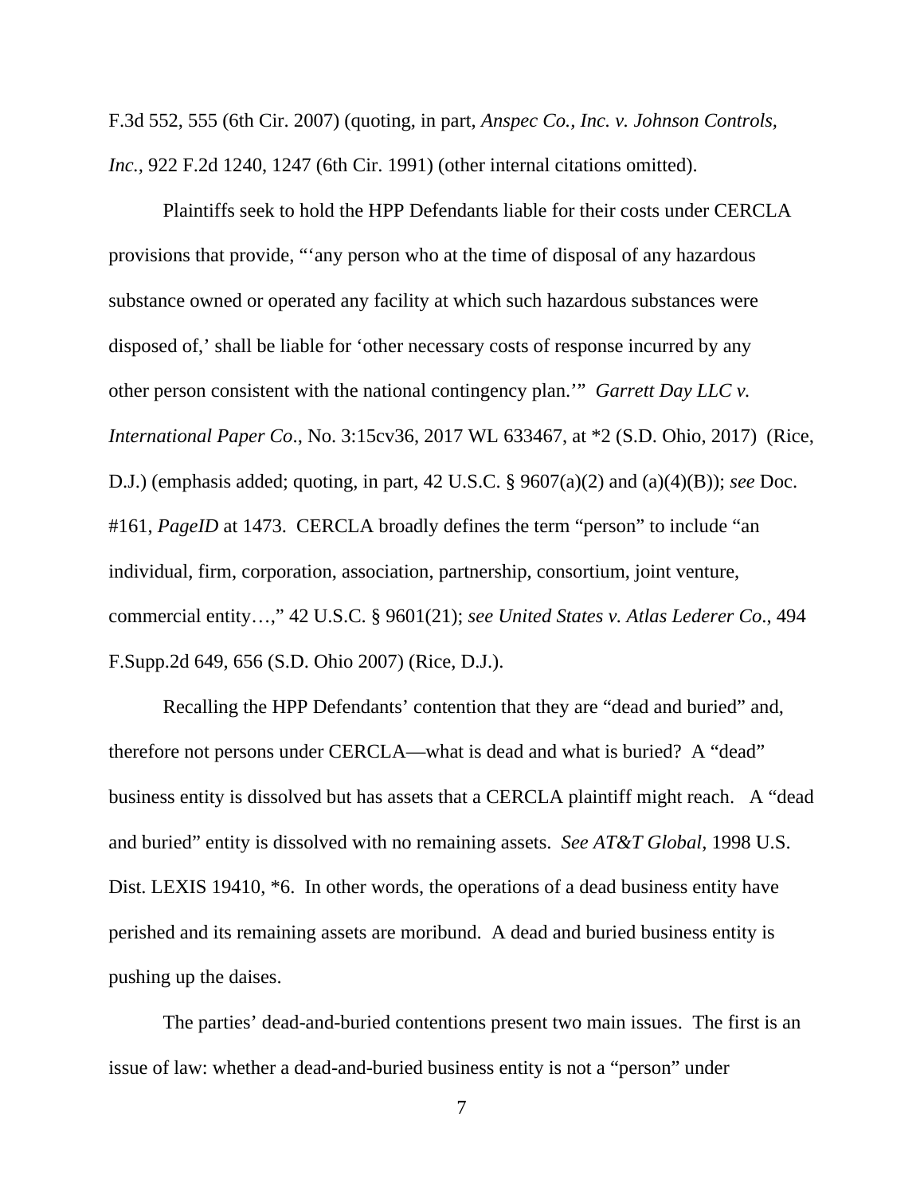F.3d 552, 555 (6th Cir. 2007) (quoting, in part, *Anspec Co., Inc. v. Johnson Controls, Inc.*, 922 F.2d 1240, 1247 (6th Cir. 1991) (other internal citations omitted).

Plaintiffs seek to hold the HPP Defendants liable for their costs under CERCLA provisions that provide, "'any person who at the time of disposal of any hazardous substance owned or operated any facility at which such hazardous substances were disposed of,' shall be liable for 'other necessary costs of response incurred by any other person consistent with the national contingency plan.'" *Garrett Day LLC v. International Paper Co*., No. 3:15cv36, 2017 WL 633467, at *2 (S.D. Ohio, 2017) (Rice, D.J.) (emphasis added; quoting, in part, 42 U.S.C. § 9607(a)(2) and (a)(4)(B)); *see* Doc. #161, *PageID* at 1473. CERCLA broadly defines the term "person" to include "an individual, firm, corporation, association, partnership, consortium, joint venture, commercial entity…," 42 U.S.C. § 9601(21); *see United States v. Atlas Lederer Co*., 494 F.Supp.2d 649, 656 (S.D. Ohio 2007) (Rice, D.J.).

Recalling the HPP Defendants' contention that they are "dead and buried" and, therefore not persons under CERCLA—what is dead and what is buried? A "dead" business entity is dissolved but has assets that a CERCLA plaintiff might reach. A "dead and buried" entity is dissolved with no remaining assets. *See AT&T Global*, 1998 U.S. Dist. LEXIS 19410, *6. In other words, the operations of a dead business entity have perished and its remaining assets are moribund. A dead and buried business entity is pushing up the daises.

The parties' dead-and-buried contentions present two main issues. The first is an issue of law: whether a dead-and-buried business entity is not a "person" under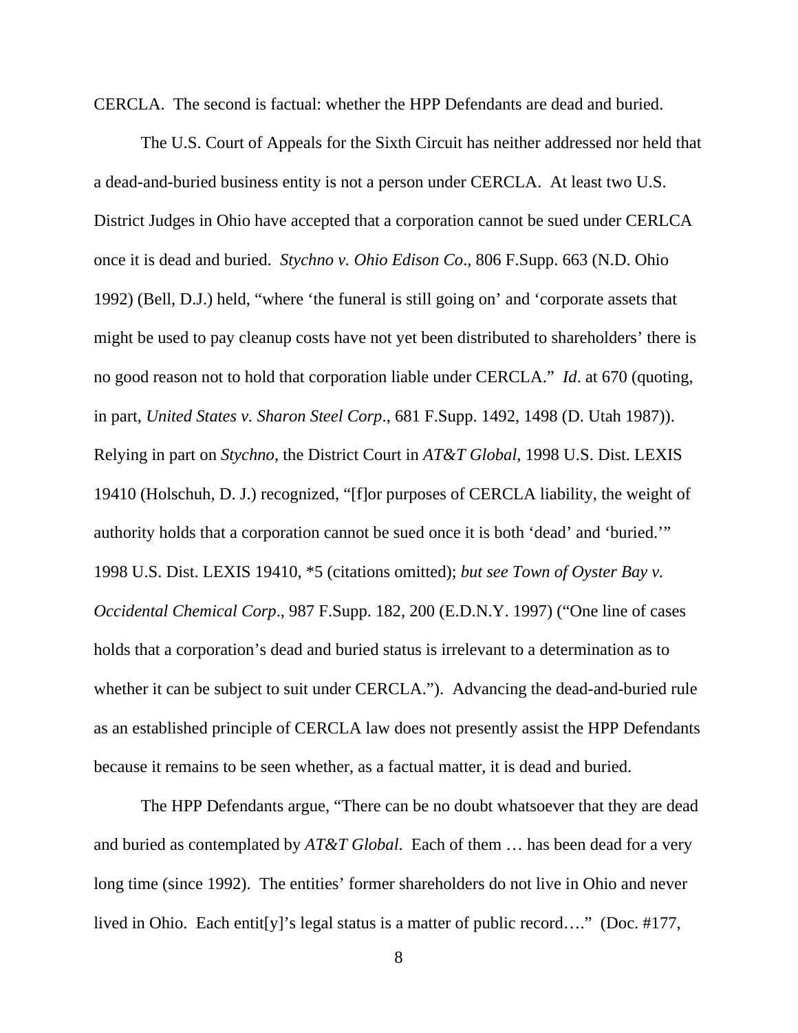CERCLA. The second is factual: whether the HPP Defendants are dead and buried.

The U.S. Court of Appeals for the Sixth Circuit has neither addressed nor held that a dead-and-buried business entity is not a person under CERCLA. At least two U.S. District Judges in Ohio have accepted that a corporation cannot be sued under CERLCA once it is dead and buried. *Stychno v. Ohio Edison Co*., 806 F.Supp. 663 (N.D. Ohio 1992) (Bell, D.J.) held, "where 'the funeral is still going on' and 'corporate assets that might be used to pay cleanup costs have not yet been distributed to shareholders' there is no good reason not to hold that corporation liable under CERCLA." *Id*. at 670 (quoting, in part, *United States v. Sharon Steel Corp*., 681 F.Supp. 1492, 1498 (D. Utah 1987)). Relying in part on *Stychno*, the District Court in *AT&T Global*, 1998 U.S. Dist. LEXIS 19410 (Holschuh, D. J.) recognized, "[f]or purposes of CERCLA liability, the weight of authority holds that a corporation cannot be sued once it is both 'dead' and 'buried.'" 1998 U.S. Dist. LEXIS 19410, *5 (citations omitted); *but see Town of Oyster Bay v. Occidental Chemical Corp*., 987 F.Supp. 182, 200 (E.D.N.Y. 1997) ("One line of cases holds that a corporation's dead and buried status is irrelevant to a determination as to whether it can be subject to suit under CERCLA."). Advancing the dead-and-buried rule as an established principle of CERCLA law does not presently assist the HPP Defendants because it remains to be seen whether, as a factual matter, it is dead and buried.

The HPP Defendants argue, "There can be no doubt whatsoever that they are dead and buried as contemplated by *AT&T Global*. Each of them … has been dead for a very long time (since 1992). The entities' former shareholders do not live in Ohio and never lived in Ohio. Each entit[y]'s legal status is a matter of public record…." (Doc. #177,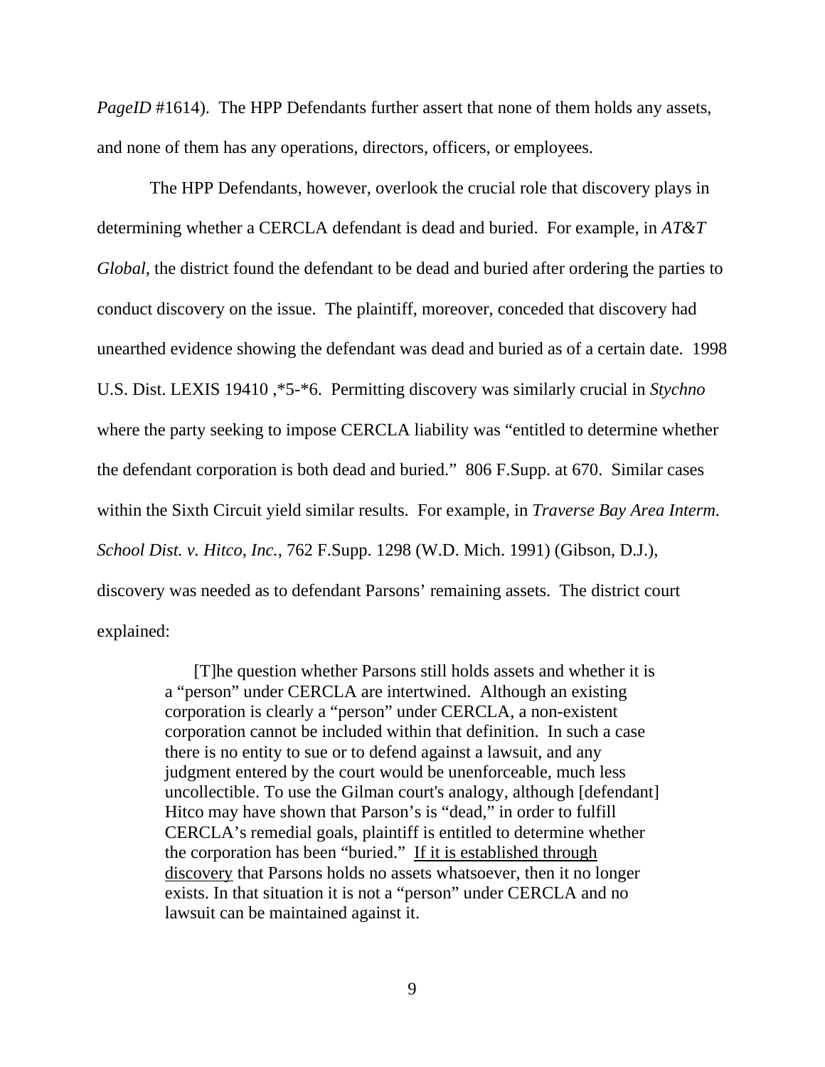*PageID* #1614). The HPP Defendants further assert that none of them holds any assets, and none of them has any operations, directors, officers, or employees.

The HPP Defendants, however, overlook the crucial role that discovery plays in determining whether a CERCLA defendant is dead and buried. For example, in *AT&T Global*, the district found the defendant to be dead and buried after ordering the parties to conduct discovery on the issue. The plaintiff, moreover, conceded that discovery had unearthed evidence showing the defendant was dead and buried as of a certain date. 1998 U.S. Dist. LEXIS 19410 ,*5-*6. Permitting discovery was similarly crucial in *Stychno* where the party seeking to impose CERCLA liability was "entitled to determine whether the defendant corporation is both dead and buried." 806 F.Supp. at 670. Similar cases within the Sixth Circuit yield similar results. For example, in *Traverse Bay Area Interm. School Dist. v. Hitco, Inc.*, 762 F.Supp. 1298 (W.D. Mich. 1991) (Gibson, D.J.), discovery was needed as to defendant Parsons' remaining assets. The district court explained:

> [T]he question whether Parsons still holds assets and whether it is a "person" under CERCLA are intertwined. Although an existing corporation is clearly a "person" under CERCLA, a non-existent corporation cannot be included within that definition. In such a case there is no entity to sue or to defend against a lawsuit, and any judgment entered by the court would be unenforceable, much less uncollectible. To use the Gilman court's analogy, although [defendant] Hitco may have shown that Parson's is "dead," in order to fulfill CERCLA's remedial goals, plaintiff is entitled to determine whether the corporation has been "buried." <u>If it is established through discovery</u> that Parsons holds no assets whatsoever, then it no longer exists. In that situation it is not a "person" under CERCLA and no lawsuit can be maintained against it.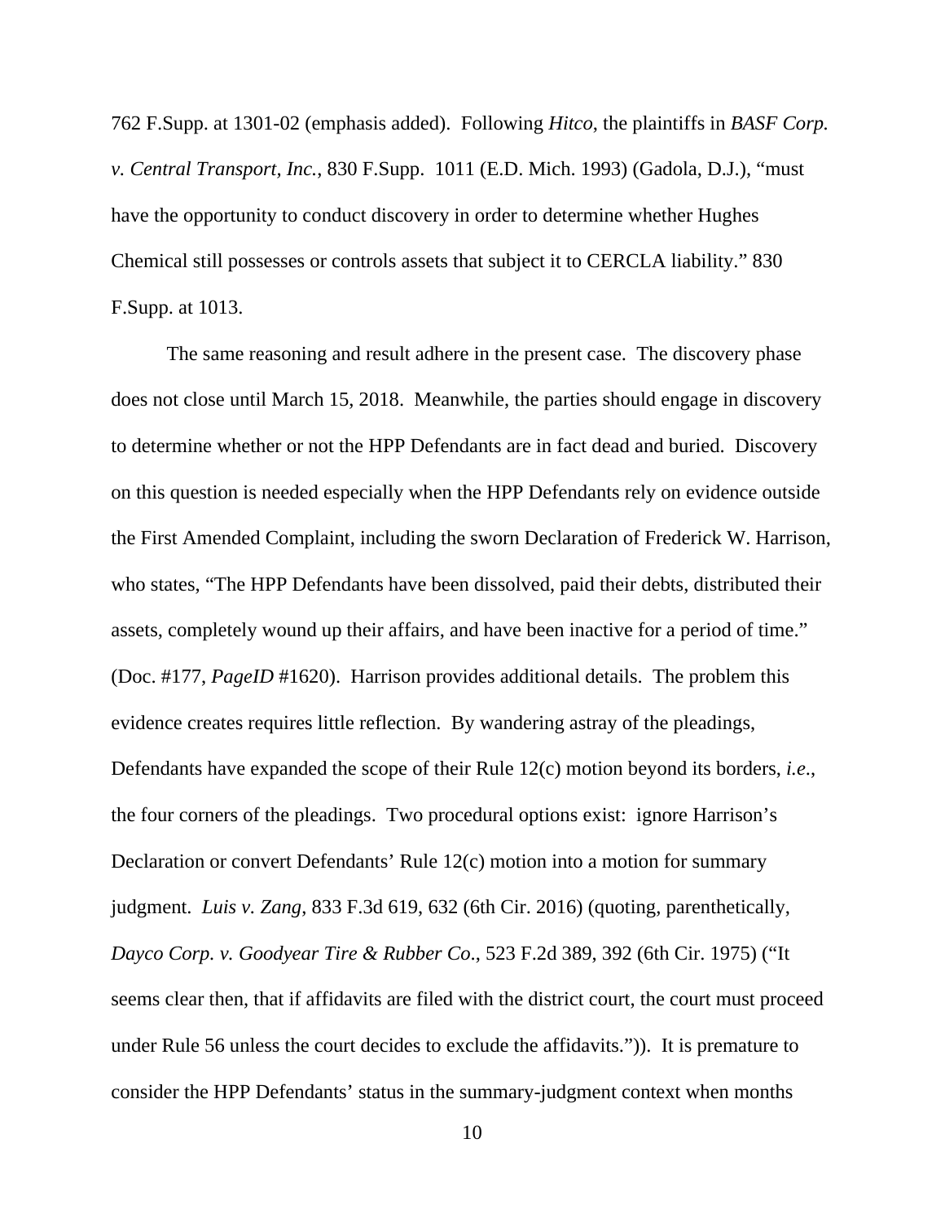762 F.Supp. at 1301-02 (emphasis added). Following *Hitco*, the plaintiffs in *BASF Corp. v. Central Transport, Inc.*, 830 F.Supp. 1011 (E.D. Mich. 1993) (Gadola, D.J.), "must have the opportunity to conduct discovery in order to determine whether Hughes Chemical still possesses or controls assets that subject it to CERCLA liability." 830 F.Supp. at 1013.

The same reasoning and result adhere in the present case. The discovery phase does not close until March 15, 2018. Meanwhile, the parties should engage in discovery to determine whether or not the HPP Defendants are in fact dead and buried. Discovery on this question is needed especially when the HPP Defendants rely on evidence outside the First Amended Complaint, including the sworn Declaration of Frederick W. Harrison, who states, "The HPP Defendants have been dissolved, paid their debts, distributed their assets, completely wound up their affairs, and have been inactive for a period of time." (Doc. #177, *PageID* #1620). Harrison provides additional details. The problem this evidence creates requires little reflection. By wandering astray of the pleadings, Defendants have expanded the scope of their Rule 12(c) motion beyond its borders, *i.e.*, the four corners of the pleadings. Two procedural options exist: ignore Harrison's Declaration or convert Defendants' Rule 12(c) motion into a motion for summary judgment. *Luis v. Zang*, 833 F.3d 619, 632 (6th Cir. 2016) (quoting, parenthetically, *Dayco Corp. v. Goodyear Tire & Rubber Co*., 523 F.2d 389, 392 (6th Cir. 1975) ("It seems clear then, that if affidavits are filed with the district court, the court must proceed under Rule 56 unless the court decides to exclude the affidavits.")). It is premature to consider the HPP Defendants' status in the summary-judgment context when months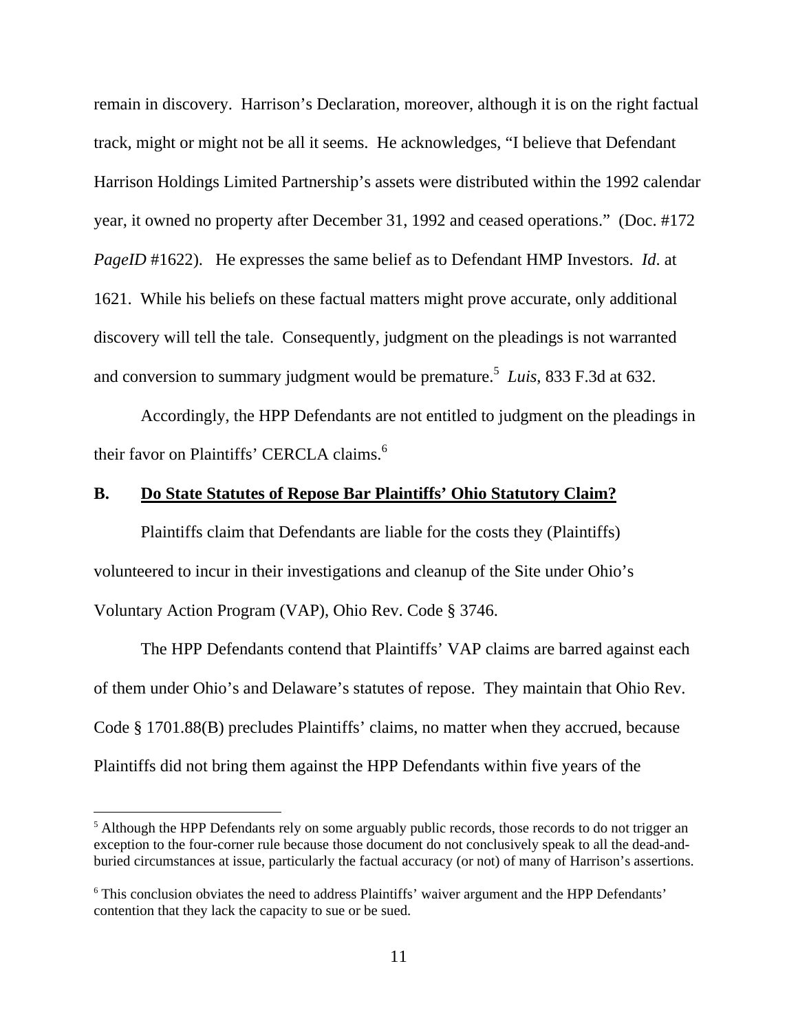remain in discovery. Harrison's Declaration, moreover, although it is on the right factual track, might or might not be all it seems. He acknowledges, "I believe that Defendant Harrison Holdings Limited Partnership's assets were distributed within the 1992 calendar year, it owned no property after December 31, 1992 and ceased operations." (Doc. #172 *PageID* #1622). He expresses the same belief as to Defendant HMP Investors. *Id.* at 1621. While his beliefs on these factual matters might prove accurate, only additional discovery will tell the tale. Consequently, judgment on the pleadings is not warranted and conversion to summary judgment would be premature.[5] *Luis*, 833 F.3d at 632.

Accordingly, the HPP Defendants are not entitled to judgment on the pleadings in their favor on Plaintiffs' CERCLA claims.[6]

## B. <u>Do State Statutes of Repose Bar Plaintiffs' Ohio Statutory Claim?</u>

Plaintiffs claim that Defendants are liable for the costs they (Plaintiffs) volunteered to incur in their investigations and cleanup of the Site under Ohio's Voluntary Action Program (VAP), Ohio Rev. Code § 3746.

The HPP Defendants contend that Plaintiffs' VAP claims are barred against each of them under Ohio's and Delaware's statutes of repose. They maintain that Ohio Rev. Code § 1701.88(B) precludes Plaintiffs' claims, no matter when they accrued, because Plaintiffs did not bring them against the HPP Defendants within five years of the

---

[5] Although the HPP Defendants rely on some arguably public records, those records to do not trigger an exception to the four-corner rule because those document do not conclusively speak to all the dead-and-buried circumstances at issue, particularly the factual accuracy (or not) of many of Harrison's assertions.

[6] This conclusion obviates the need to address Plaintiffs' waiver argument and the HPP Defendants' contention that they lack the capacity to sue or be sued.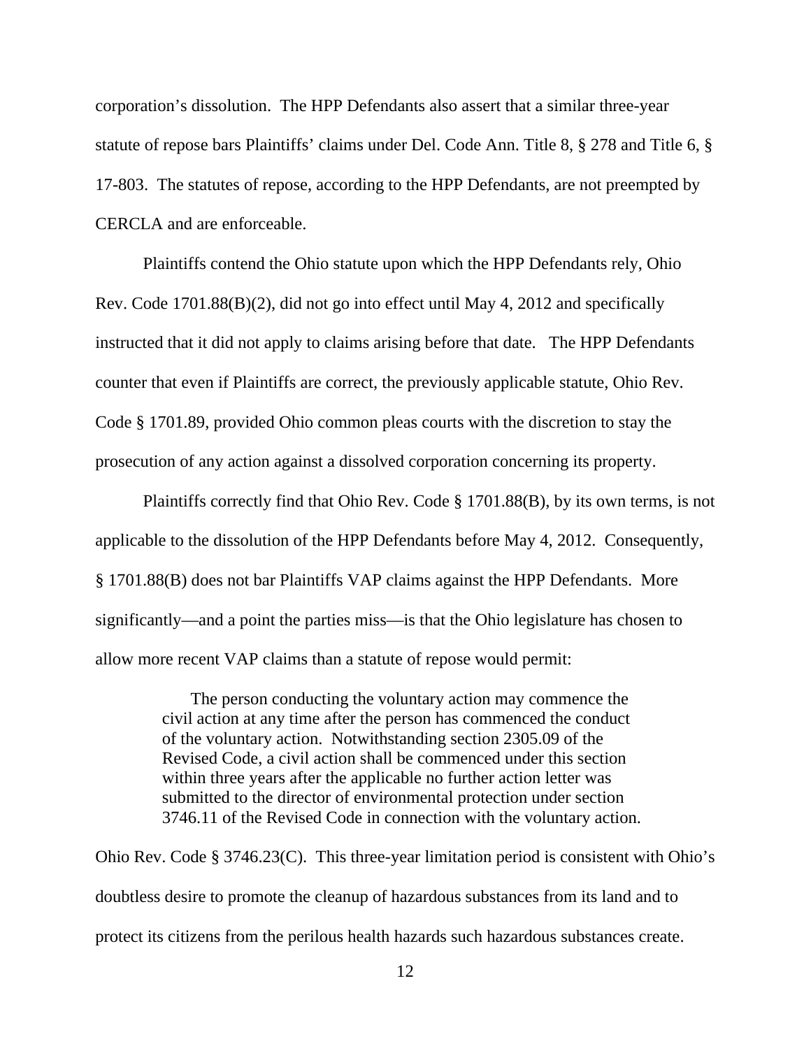corporation's dissolution. The HPP Defendants also assert that a similar three-year statute of repose bars Plaintiffs' claims under Del. Code Ann. Title 8, § 278 and Title 6, § 17-803. The statutes of repose, according to the HPP Defendants, are not preempted by CERCLA and are enforceable.

Plaintiffs contend the Ohio statute upon which the HPP Defendants rely, Ohio Rev. Code 1701.88(B)(2), did not go into effect until May 4, 2012 and specifically instructed that it did not apply to claims arising before that date. The HPP Defendants counter that even if Plaintiffs are correct, the previously applicable statute, Ohio Rev. Code § 1701.89, provided Ohio common pleas courts with the discretion to stay the prosecution of any action against a dissolved corporation concerning its property.

Plaintiffs correctly find that Ohio Rev. Code § 1701.88(B), by its own terms, is not applicable to the dissolution of the HPP Defendants before May 4, 2012. Consequently, § 1701.88(B) does not bar Plaintiffs VAP claims against the HPP Defendants. More significantly—and a point the parties miss—is that the Ohio legislature has chosen to allow more recent VAP claims than a statute of repose would permit:

> The person conducting the voluntary action may commence the civil action at any time after the person has commenced the conduct of the voluntary action. Notwithstanding section 2305.09 of the Revised Code, a civil action shall be commenced under this section within three years after the applicable no further action letter was submitted to the director of environmental protection under section 3746.11 of the Revised Code in connection with the voluntary action.

Ohio Rev. Code § 3746.23(C). This three-year limitation period is consistent with Ohio's doubtless desire to promote the cleanup of hazardous substances from its land and to protect its citizens from the perilous health hazards such hazardous substances create.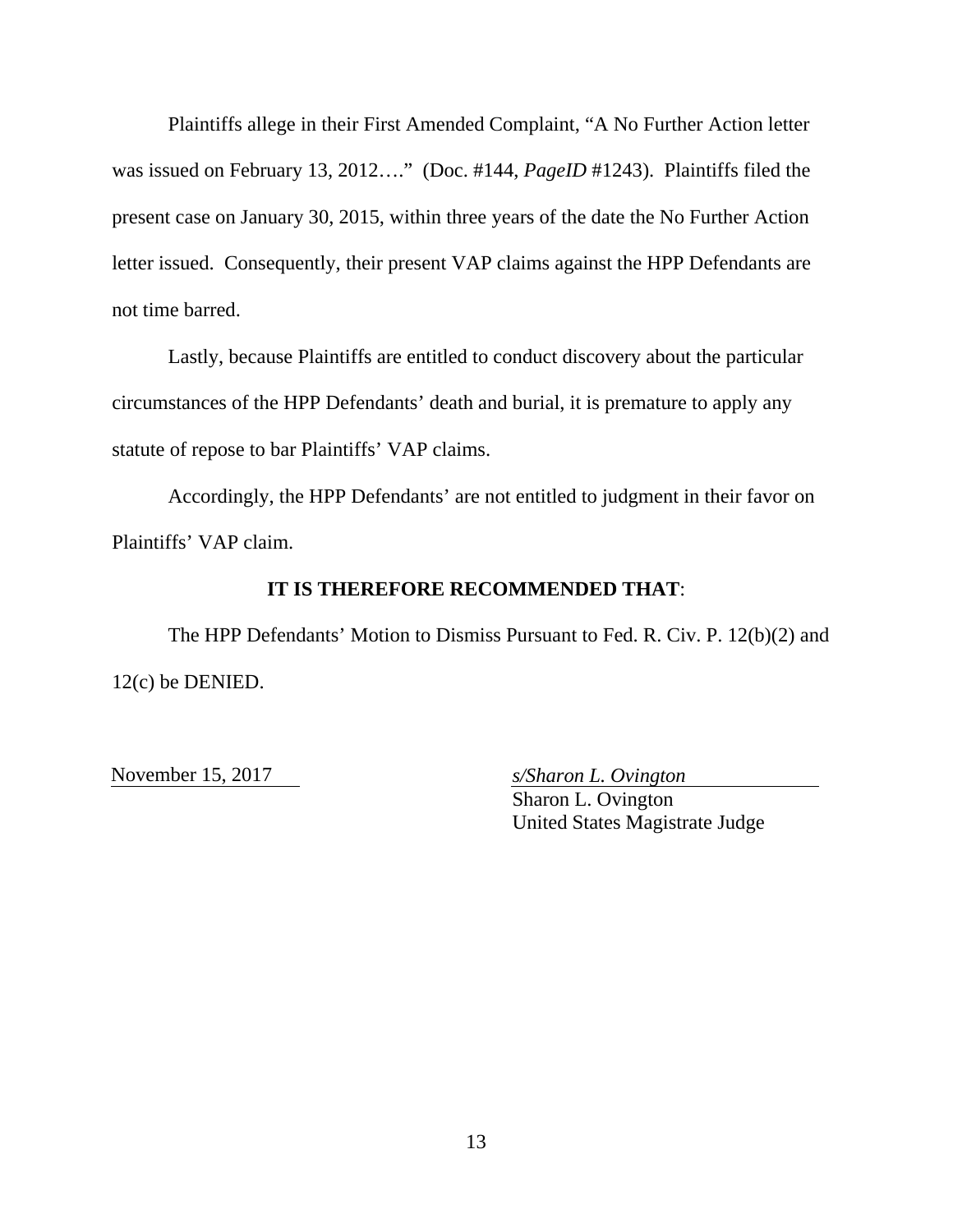Plaintiffs allege in their First Amended Complaint, "A No Further Action letter was issued on February 13, 2012…." (Doc. #144, *PageID* #1243). Plaintiffs filed the present case on January 30, 2015, within three years of the date the No Further Action letter issued. Consequently, their present VAP claims against the HPP Defendants are not time barred.

Lastly, because Plaintiffs are entitled to conduct discovery about the particular circumstances of the HPP Defendants' death and burial, it is premature to apply any statute of repose to bar Plaintiffs' VAP claims.

Accordingly, the HPP Defendants' are not entitled to judgment in their favor on Plaintiffs' VAP claim.

**IT IS THEREFORE RECOMMENDED THAT**:

The HPP Defendants' Motion to Dismiss Pursuant to Fed. R. Civ. P. 12(b)(2) and 12(c) be DENIED.

November 15, 2017

*s/Sharon L. Ovington*
Sharon L. Ovington
United States Magistrate Judge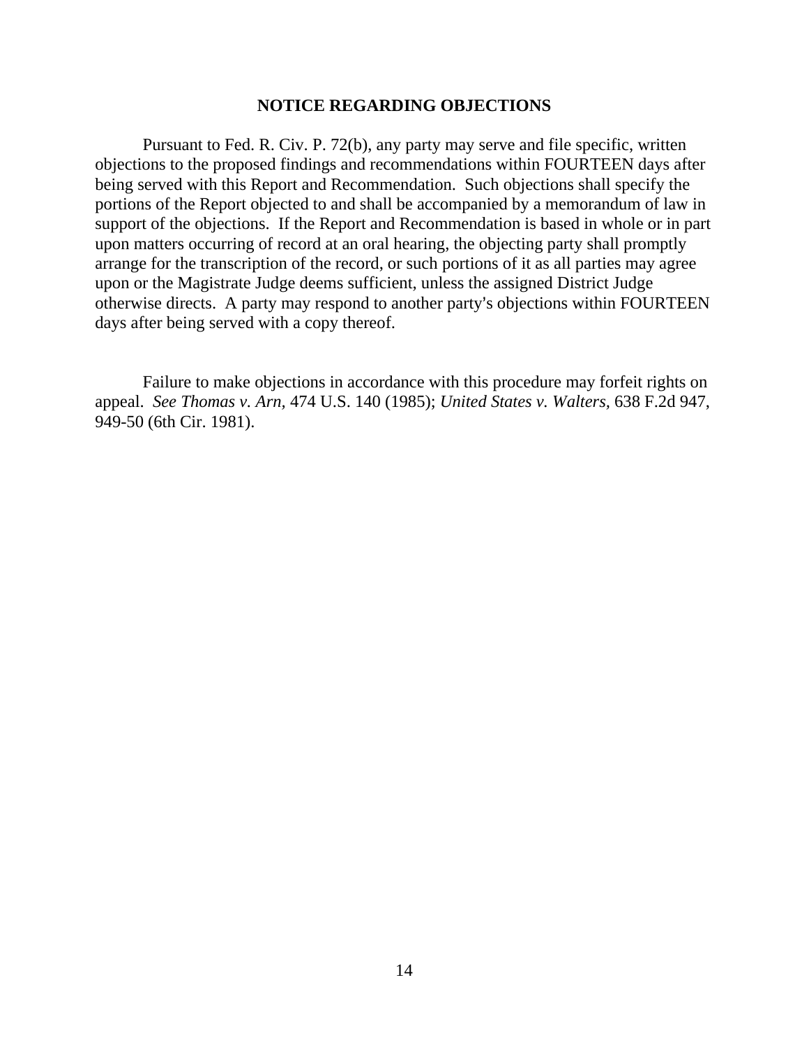**NOTICE REGARDING OBJECTIONS**

Pursuant to Fed. R. Civ. P. 72(b), any party may serve and file specific, written objections to the proposed findings and recommendations within FOURTEEN days after being served with this Report and Recommendation. Such objections shall specify the portions of the Report objected to and shall be accompanied by a memorandum of law in support of the objections. If the Report and Recommendation is based in whole or in part upon matters occurring of record at an oral hearing, the objecting party shall promptly arrange for the transcription of the record, or such portions of it as all parties may agree upon or the Magistrate Judge deems sufficient, unless the assigned District Judge otherwise directs. A party may respond to another party's objections within FOURTEEN days after being served with a copy thereof.

Failure to make objections in accordance with this procedure may forfeit rights on appeal. *See Thomas v. Arn*, 474 U.S. 140 (1985); *United States v. Walters*, 638 F.2d 947, 949-50 (6th Cir. 1981).